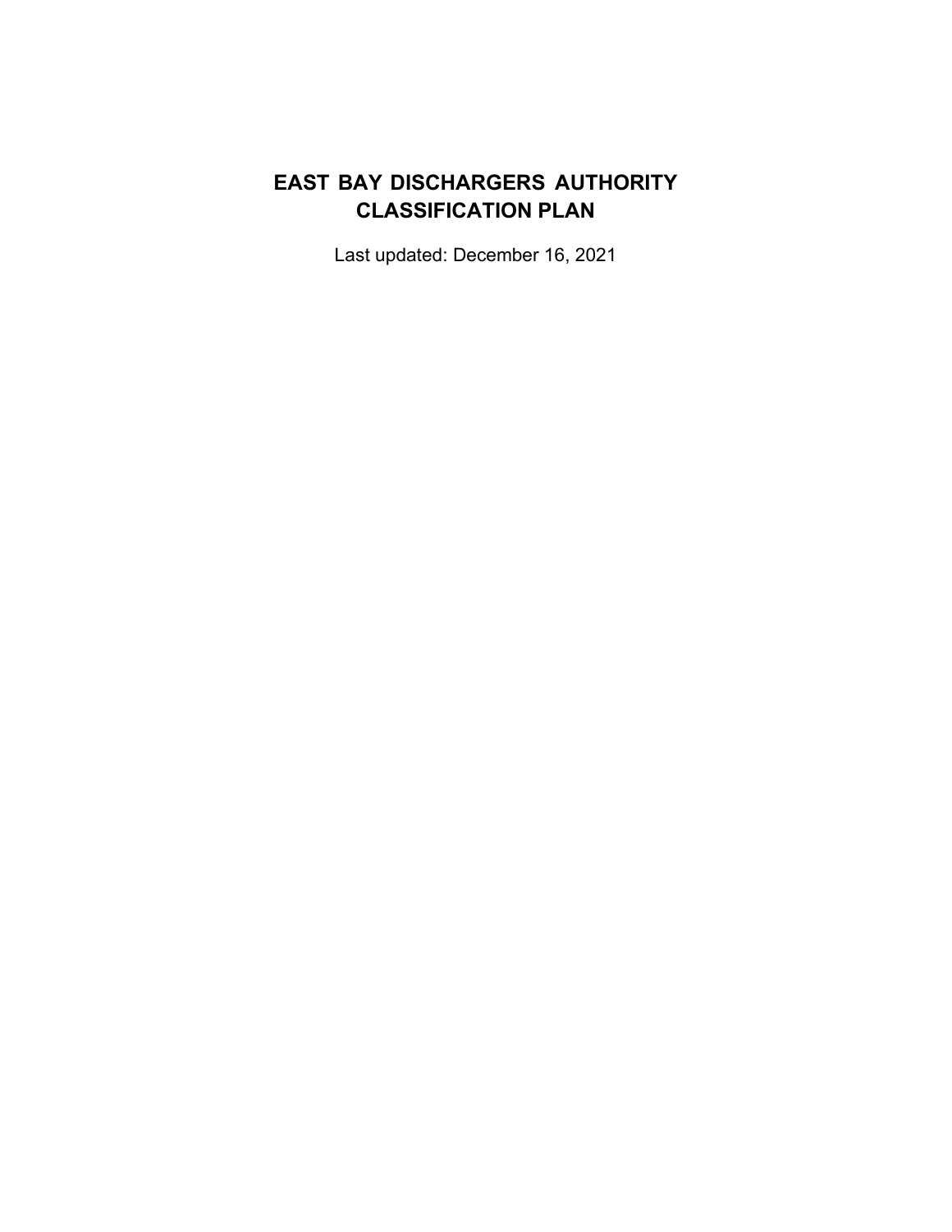# EAST BAY DISCHARGERS AUTHORITY CLASSIFICATION PLAN

Last updated: December 16, 2021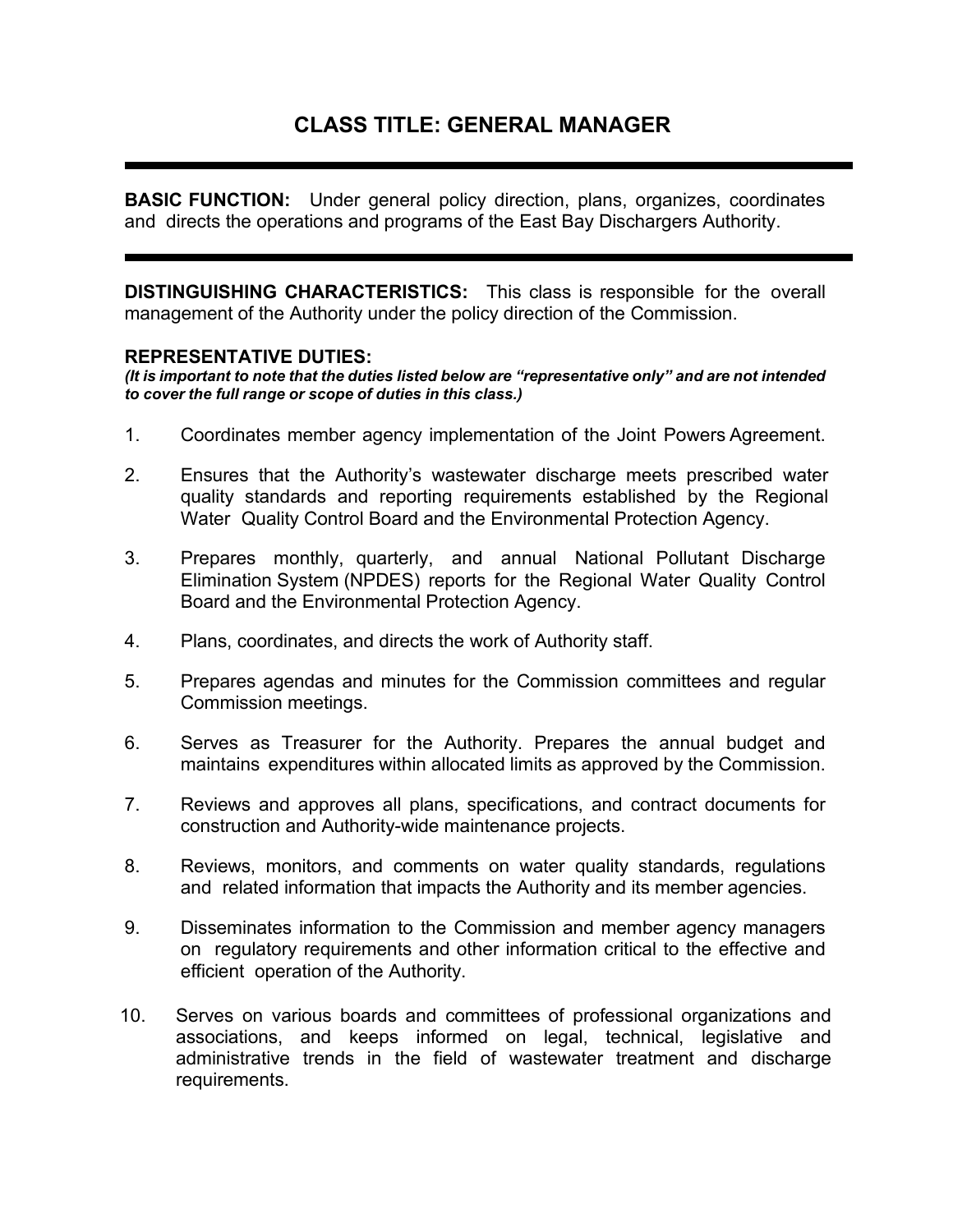# CLASS TITLE: GENERAL MANAGER

---

**BASIC FUNCTION:** Under general policy direction, plans, organizes, coordinates and directs the operations and programs of the East Bay Dischargers Authority.

---

**DISTINGUISHING CHARACTERISTICS:** This class is responsible for the overall management of the Authority under the policy direction of the Commission.

**REPRESENTATIVE DUTIES:**
***(It is important to note that the duties listed below are "representative only" and are not intended to cover the full range or scope of duties in this class.)***

1. Coordinates member agency implementation of the Joint Powers Agreement.

2. Ensures that the Authority's wastewater discharge meets prescribed water quality standards and reporting requirements established by the Regional Water Quality Control Board and the Environmental Protection Agency.

3. Prepares monthly, quarterly, and annual National Pollutant Discharge Elimination System (NPDES) reports for the Regional Water Quality Control Board and the Environmental Protection Agency.

4. Plans, coordinates, and directs the work of Authority staff.

5. Prepares agendas and minutes for the Commission committees and regular Commission meetings.

6. Serves as Treasurer for the Authority. Prepares the annual budget and maintains expenditures within allocated limits as approved by the Commission.

7. Reviews and approves all plans, specifications, and contract documents for construction and Authority-wide maintenance projects.

8. Reviews, monitors, and comments on water quality standards, regulations and related information that impacts the Authority and its member agencies.

9. Disseminates information to the Commission and member agency managers on regulatory requirements and other information critical to the effective and efficient operation of the Authority.

10. Serves on various boards and committees of professional organizations and associations, and keeps informed on legal, technical, legislative and administrative trends in the field of wastewater treatment and discharge requirements.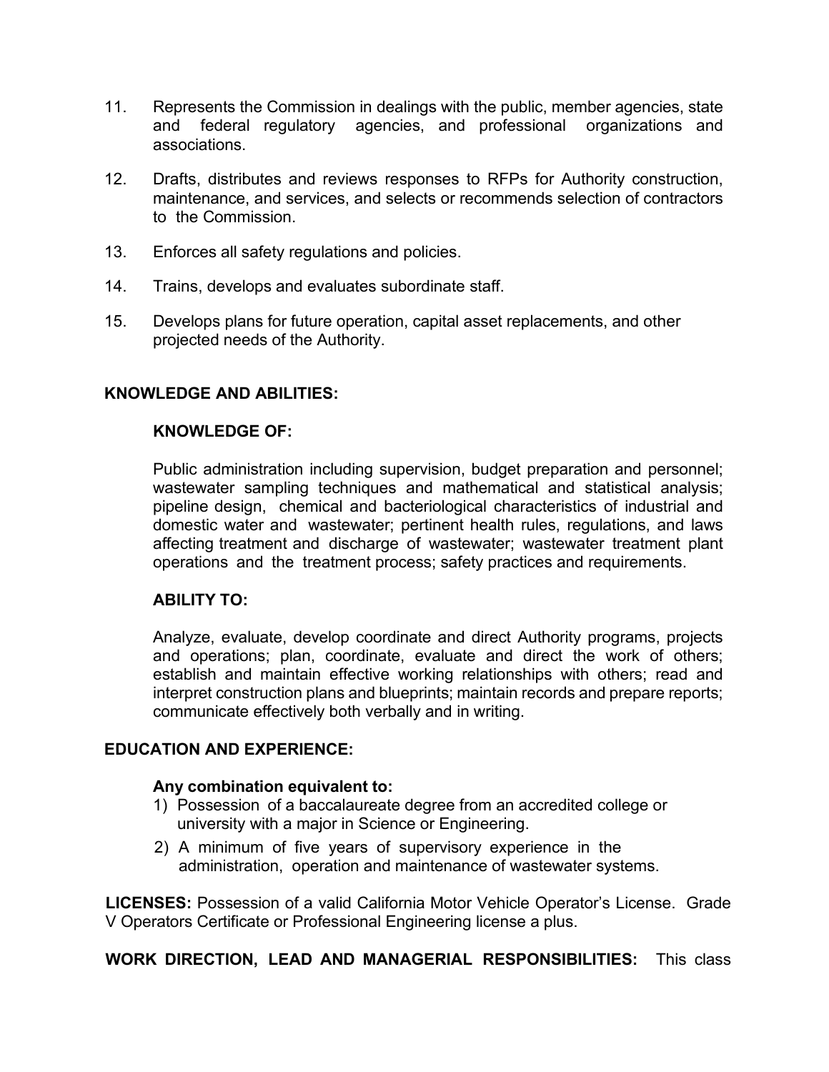11. Represents the Commission in dealings with the public, member agencies, state and federal regulatory agencies, and professional organizations and associations.

12. Drafts, distributes and reviews responses to RFPs for Authority construction, maintenance, and services, and selects or recommends selection of contractors to the Commission.

13. Enforces all safety regulations and policies.

14. Trains, develops and evaluates subordinate staff.

15. Develops plans for future operation, capital asset replacements, and other projected needs of the Authority.

## KNOWLEDGE AND ABILITIES:

### KNOWLEDGE OF:

Public administration including supervision, budget preparation and personnel; wastewater sampling techniques and mathematical and statistical analysis; pipeline design, chemical and bacteriological characteristics of industrial and domestic water and wastewater; pertinent health rules, regulations, and laws affecting treatment and discharge of wastewater; wastewater treatment plant operations and the treatment process; safety practices and requirements.

### ABILITY TO:

Analyze, evaluate, develop coordinate and direct Authority programs, projects and operations; plan, coordinate, evaluate and direct the work of others; establish and maintain effective working relationships with others; read and interpret construction plans and blueprints; maintain records and prepare reports; communicate effectively both verbally and in writing.

## EDUCATION AND EXPERIENCE:

**Any combination equivalent to:**

1) Possession of a baccalaureate degree from an accredited college or university with a major in Science or Engineering.
2) A minimum of five years of supervisory experience in the administration, operation and maintenance of wastewater systems.

**LICENSES:** Possession of a valid California Motor Vehicle Operator's License. Grade V Operators Certificate or Professional Engineering license a plus.

**WORK DIRECTION, LEAD AND MANAGERIAL RESPONSIBILITIES:** This class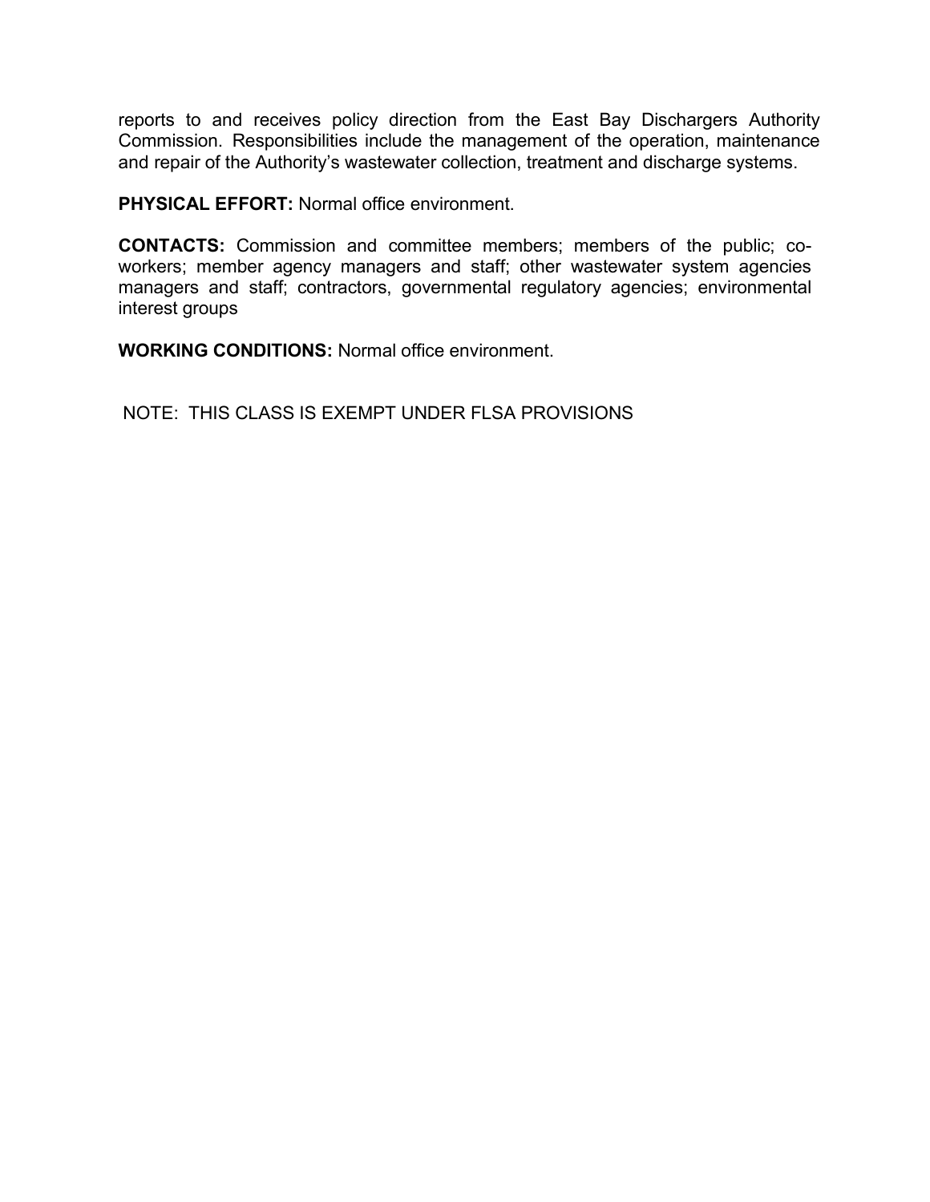reports to and receives policy direction from the East Bay Dischargers Authority Commission. Responsibilities include the management of the operation, maintenance and repair of the Authority's wastewater collection, treatment and discharge systems.

**PHYSICAL EFFORT:** Normal office environment.

**CONTACTS:** Commission and committee members; members of the public; co-workers; member agency managers and staff; other wastewater system agencies managers and staff; contractors, governmental regulatory agencies; environmental interest groups

**WORKING CONDITIONS:** Normal office environment.

NOTE: THIS CLASS IS EXEMPT UNDER FLSA PROVISIONS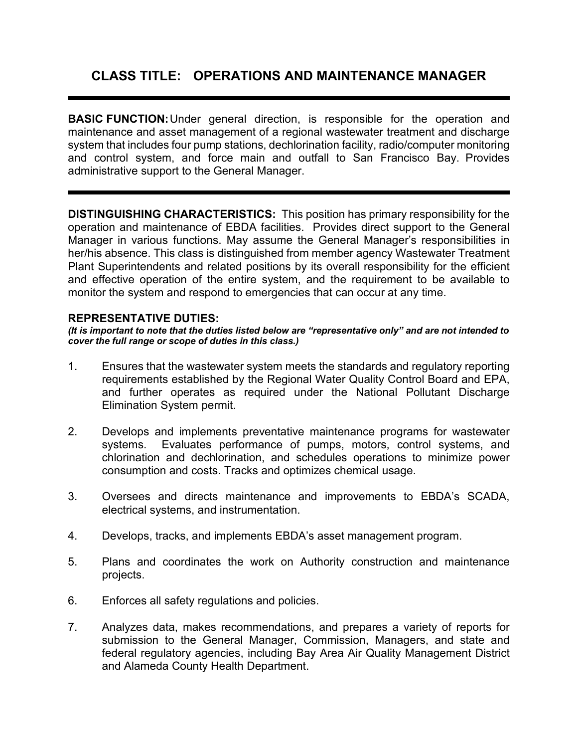# CLASS TITLE: OPERATIONS AND MAINTENANCE MANAGER

---

**BASIC FUNCTION:** Under general direction, is responsible for the operation and maintenance and asset management of a regional wastewater treatment and discharge system that includes four pump stations, dechlorination facility, radio/computer monitoring and control system, and force main and outfall to San Francisco Bay. Provides administrative support to the General Manager.

---

**DISTINGUISHING CHARACTERISTICS:** This position has primary responsibility for the operation and maintenance of EBDA facilities. Provides direct support to the General Manager in various functions. May assume the General Manager's responsibilities in her/his absence. This class is distinguished from member agency Wastewater Treatment Plant Superintendents and related positions by its overall responsibility for the efficient and effective operation of the entire system, and the requirement to be available to monitor the system and respond to emergencies that can occur at any time.

**REPRESENTATIVE DUTIES:**

***(It is important to note that the duties listed below are "representative only" and are not intended to cover the full range or scope of duties in this class.)***

1. Ensures that the wastewater system meets the standards and regulatory reporting requirements established by the Regional Water Quality Control Board and EPA, and further operates as required under the National Pollutant Discharge Elimination System permit.

2. Develops and implements preventative maintenance programs for wastewater systems. Evaluates performance of pumps, motors, control systems, and chlorination and dechlorination, and schedules operations to minimize power consumption and costs. Tracks and optimizes chemical usage.

3. Oversees and directs maintenance and improvements to EBDA's SCADA, electrical systems, and instrumentation.

4. Develops, tracks, and implements EBDA's asset management program.

5. Plans and coordinates the work on Authority construction and maintenance projects.

6. Enforces all safety regulations and policies.

7. Analyzes data, makes recommendations, and prepares a variety of reports for submission to the General Manager, Commission, Managers, and state and federal regulatory agencies, including Bay Area Air Quality Management District and Alameda County Health Department.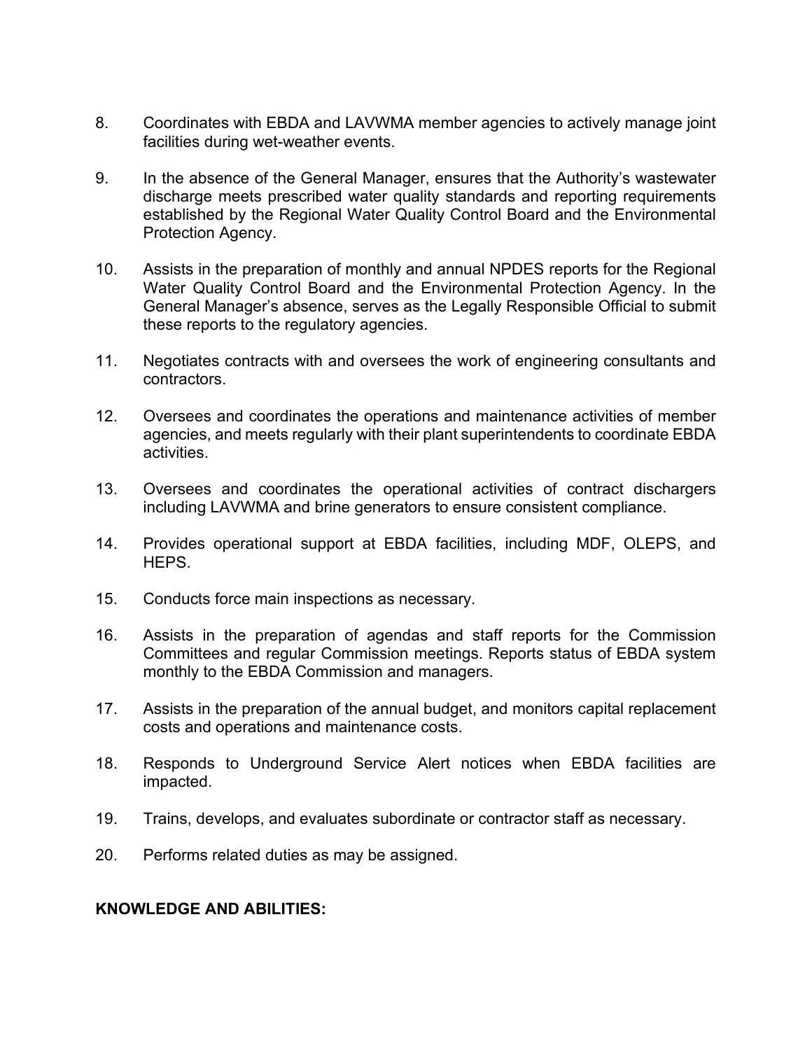8. Coordinates with EBDA and LAVWMA member agencies to actively manage joint facilities during wet-weather events.

9. In the absence of the General Manager, ensures that the Authority's wastewater discharge meets prescribed water quality standards and reporting requirements established by the Regional Water Quality Control Board and the Environmental Protection Agency.

10. Assists in the preparation of monthly and annual NPDES reports for the Regional Water Quality Control Board and the Environmental Protection Agency. In the General Manager's absence, serves as the Legally Responsible Official to submit these reports to the regulatory agencies.

11. Negotiates contracts with and oversees the work of engineering consultants and contractors.

12. Oversees and coordinates the operations and maintenance activities of member agencies, and meets regularly with their plant superintendents to coordinate EBDA activities.

13. Oversees and coordinates the operational activities of contract dischargers including LAVWMA and brine generators to ensure consistent compliance.

14. Provides operational support at EBDA facilities, including MDF, OLEPS, and HEPS.

15. Conducts force main inspections as necessary.

16. Assists in the preparation of agendas and staff reports for the Commission Committees and regular Commission meetings. Reports status of EBDA system monthly to the EBDA Commission and managers.

17. Assists in the preparation of the annual budget, and monitors capital replacement costs and operations and maintenance costs.

18. Responds to Underground Service Alert notices when EBDA facilities are impacted.

19. Trains, develops, and evaluates subordinate or contractor staff as necessary.

20. Performs related duties as may be assigned.

**KNOWLEDGE AND ABILITIES:**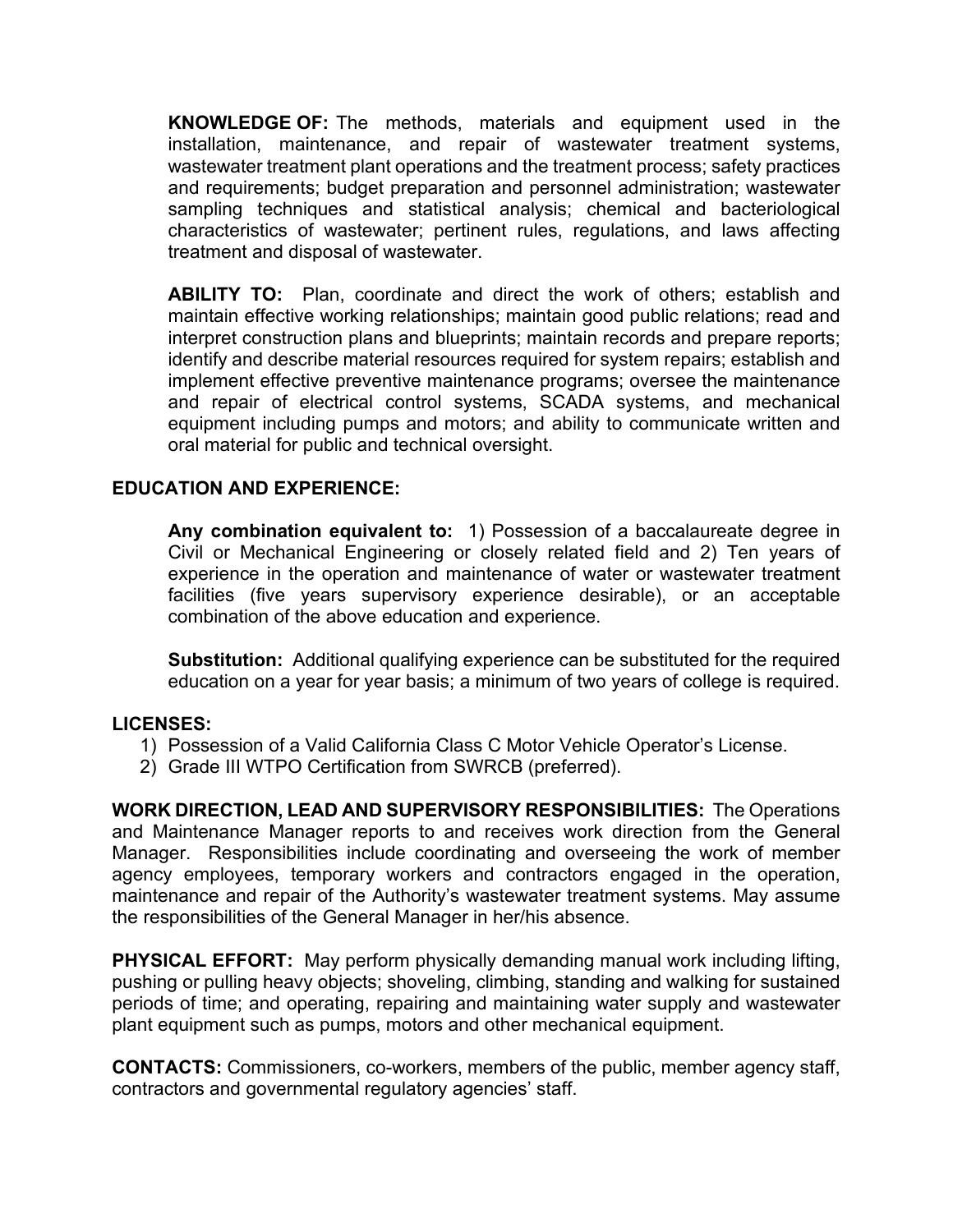**KNOWLEDGE OF:** The methods, materials and equipment used in the installation, maintenance, and repair of wastewater treatment systems, wastewater treatment plant operations and the treatment process; safety practices and requirements; budget preparation and personnel administration; wastewater sampling techniques and statistical analysis; chemical and bacteriological characteristics of wastewater; pertinent rules, regulations, and laws affecting treatment and disposal of wastewater.

**ABILITY TO:** Plan, coordinate and direct the work of others; establish and maintain effective working relationships; maintain good public relations; read and interpret construction plans and blueprints; maintain records and prepare reports; identify and describe material resources required for system repairs; establish and implement effective preventive maintenance programs; oversee the maintenance and repair of electrical control systems, SCADA systems, and mechanical equipment including pumps and motors; and ability to communicate written and oral material for public and technical oversight.

**EDUCATION AND EXPERIENCE:**

**Any combination equivalent to:** 1) Possession of a baccalaureate degree in Civil or Mechanical Engineering or closely related field and 2) Ten years of experience in the operation and maintenance of water or wastewater treatment facilities (five years supervisory experience desirable), or an acceptable combination of the above education and experience.

**Substitution:** Additional qualifying experience can be substituted for the required education on a year for year basis; a minimum of two years of college is required.

**LICENSES:**

1) Possession of a Valid California Class C Motor Vehicle Operator's License.
2) Grade III WTPO Certification from SWRCB (preferred).

**WORK DIRECTION, LEAD AND SUPERVISORY RESPONSIBILITIES:** The Operations and Maintenance Manager reports to and receives work direction from the General Manager. Responsibilities include coordinating and overseeing the work of member agency employees, temporary workers and contractors engaged in the operation, maintenance and repair of the Authority's wastewater treatment systems. May assume the responsibilities of the General Manager in her/his absence.

**PHYSICAL EFFORT:** May perform physically demanding manual work including lifting, pushing or pulling heavy objects; shoveling, climbing, standing and walking for sustained periods of time; and operating, repairing and maintaining water supply and wastewater plant equipment such as pumps, motors and other mechanical equipment.

**CONTACTS:** Commissioners, co-workers, members of the public, member agency staff, contractors and governmental regulatory agencies' staff.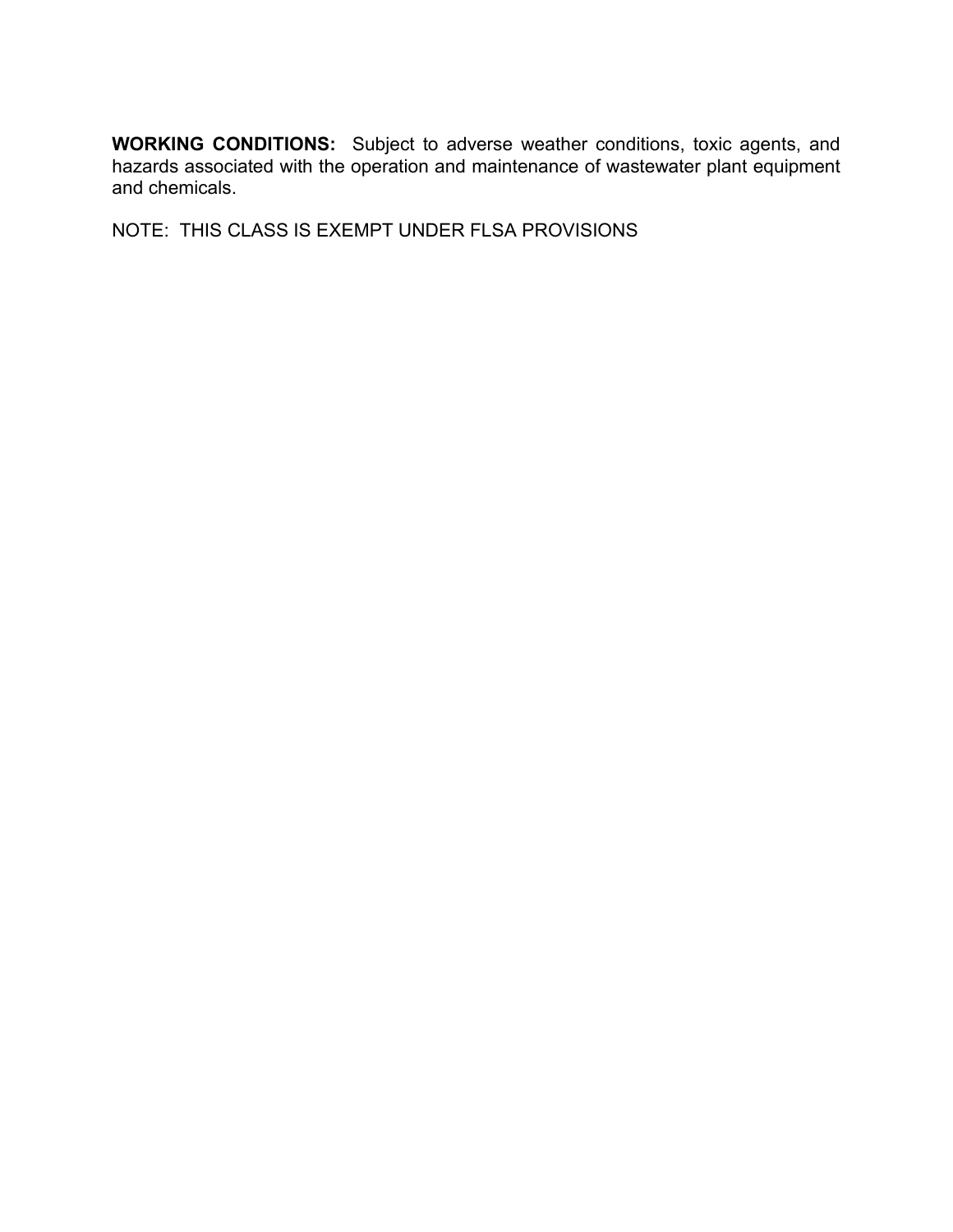**WORKING CONDITIONS:** Subject to adverse weather conditions, toxic agents, and hazards associated with the operation and maintenance of wastewater plant equipment and chemicals.

NOTE: THIS CLASS IS EXEMPT UNDER FLSA PROVISIONS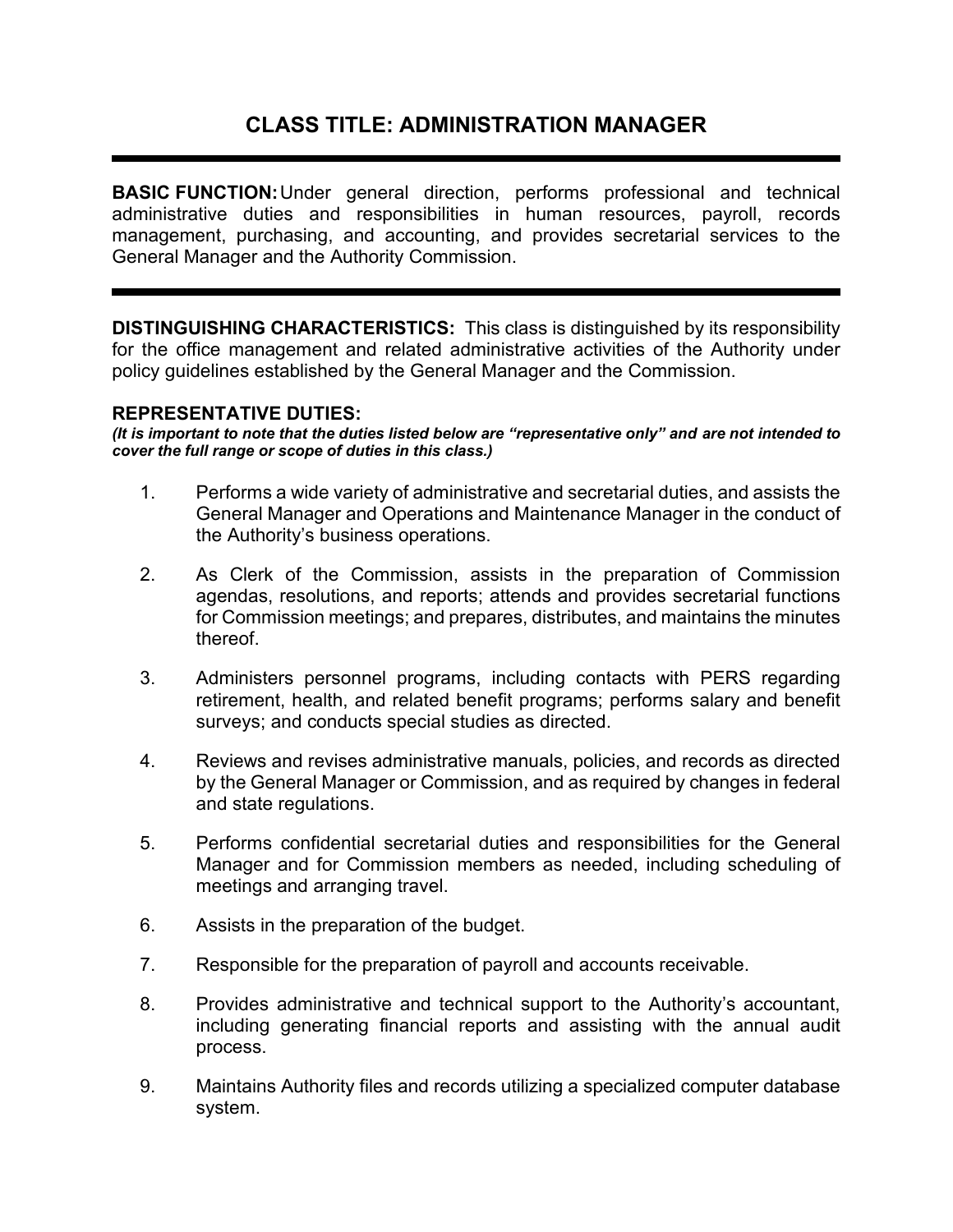# CLASS TITLE: ADMINISTRATION MANAGER

---

**BASIC FUNCTION:** Under general direction, performs professional and technical administrative duties and responsibilities in human resources, payroll, records management, purchasing, and accounting, and provides secretarial services to the General Manager and the Authority Commission.

---

**DISTINGUISHING CHARACTERISTICS:** This class is distinguished by its responsibility for the office management and related administrative activities of the Authority under policy guidelines established by the General Manager and the Commission.

**REPRESENTATIVE DUTIES:**

***(It is important to note that the duties listed below are "representative only" and are not intended to cover the full range or scope of duties in this class.)***

1. Performs a wide variety of administrative and secretarial duties, and assists the General Manager and Operations and Maintenance Manager in the conduct of the Authority's business operations.

2. As Clerk of the Commission, assists in the preparation of Commission agendas, resolutions, and reports; attends and provides secretarial functions for Commission meetings; and prepares, distributes, and maintains the minutes thereof.

3. Administers personnel programs, including contacts with PERS regarding retirement, health, and related benefit programs; performs salary and benefit surveys; and conducts special studies as directed.

4. Reviews and revises administrative manuals, policies, and records as directed by the General Manager or Commission, and as required by changes in federal and state regulations.

5. Performs confidential secretarial duties and responsibilities for the General Manager and for Commission members as needed, including scheduling of meetings and arranging travel.

6. Assists in the preparation of the budget.

7. Responsible for the preparation of payroll and accounts receivable.

8. Provides administrative and technical support to the Authority's accountant, including generating financial reports and assisting with the annual audit process.

9. Maintains Authority files and records utilizing a specialized computer database system.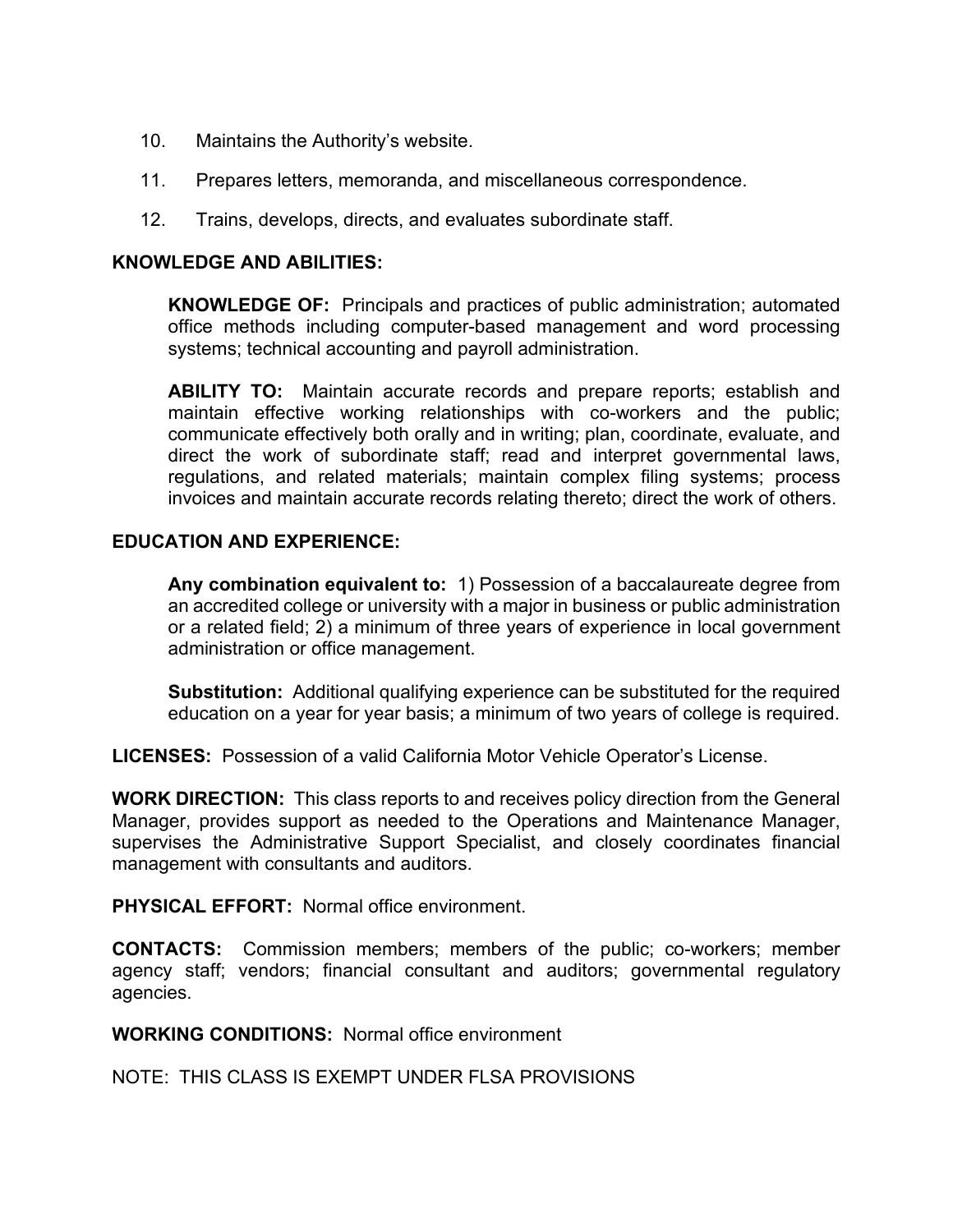10. Maintains the Authority's website.

11. Prepares letters, memoranda, and miscellaneous correspondence.

12. Trains, develops, directs, and evaluates subordinate staff.

**KNOWLEDGE AND ABILITIES:**

**KNOWLEDGE OF:** Principals and practices of public administration; automated office methods including computer-based management and word processing systems; technical accounting and payroll administration.

**ABILITY TO:** Maintain accurate records and prepare reports; establish and maintain effective working relationships with co-workers and the public; communicate effectively both orally and in writing; plan, coordinate, evaluate, and direct the work of subordinate staff; read and interpret governmental laws, regulations, and related materials; maintain complex filing systems; process invoices and maintain accurate records relating thereto; direct the work of others.

**EDUCATION AND EXPERIENCE:**

**Any combination equivalent to:** 1) Possession of a baccalaureate degree from an accredited college or university with a major in business or public administration or a related field; 2) a minimum of three years of experience in local government administration or office management.

**Substitution:** Additional qualifying experience can be substituted for the required education on a year for year basis; a minimum of two years of college is required.

**LICENSES:** Possession of a valid California Motor Vehicle Operator's License.

**WORK DIRECTION:** This class reports to and receives policy direction from the General Manager, provides support as needed to the Operations and Maintenance Manager, supervises the Administrative Support Specialist, and closely coordinates financial management with consultants and auditors.

**PHYSICAL EFFORT:** Normal office environment.

**CONTACTS:** Commission members; members of the public; co-workers; member agency staff; vendors; financial consultant and auditors; governmental regulatory agencies.

**WORKING CONDITIONS:** Normal office environment

NOTE: THIS CLASS IS EXEMPT UNDER FLSA PROVISIONS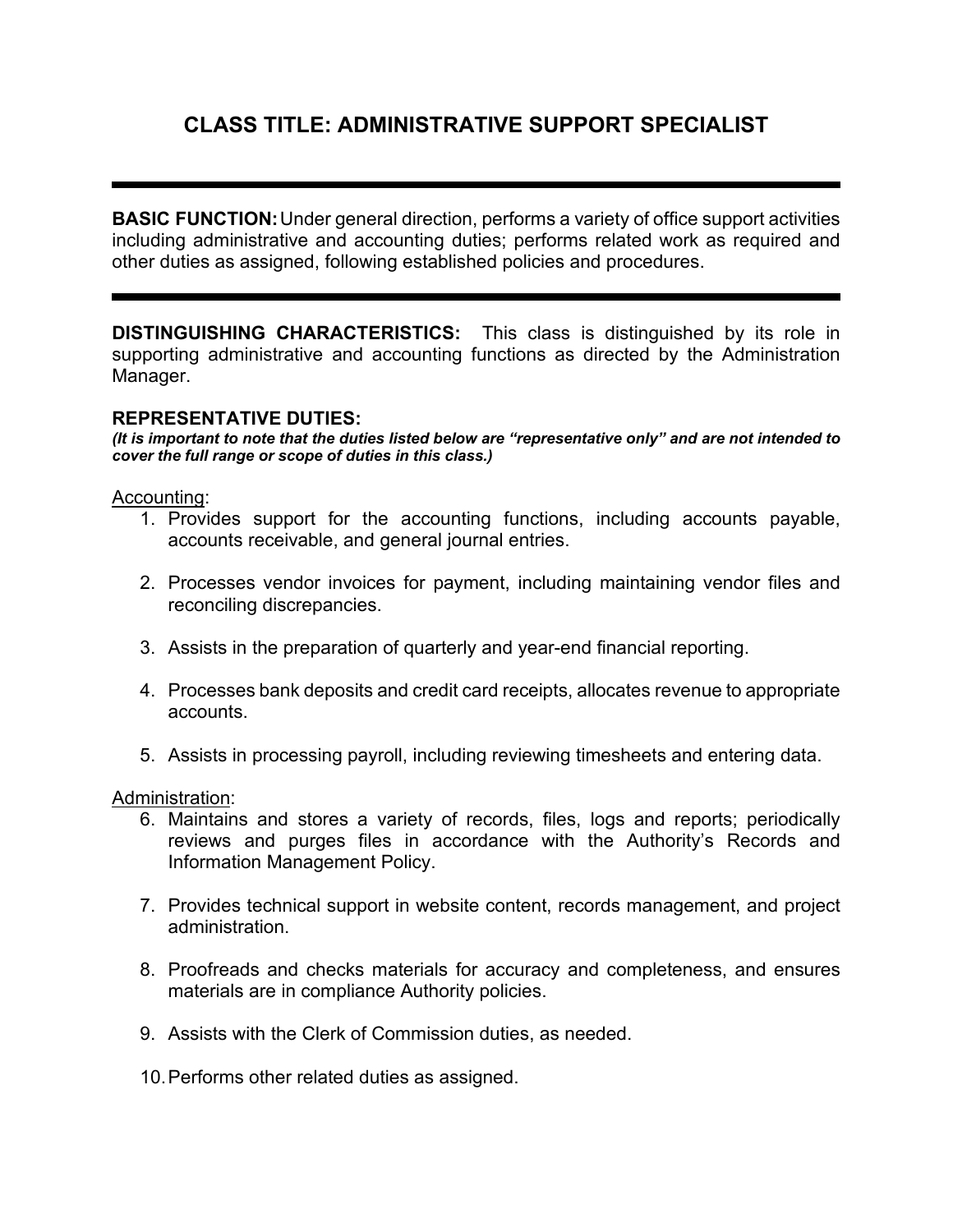# CLASS TITLE: ADMINISTRATIVE SUPPORT SPECIALIST

---

**BASIC FUNCTION:** Under general direction, performs a variety of office support activities including administrative and accounting duties; performs related work as required and other duties as assigned, following established policies and procedures.

---

**DISTINGUISHING CHARACTERISTICS:** This class is distinguished by its role in supporting administrative and accounting functions as directed by the Administration Manager.

**REPRESENTATIVE DUTIES:**

***(It is important to note that the duties listed below are "representative only" and are not intended to cover the full range or scope of duties in this class.)***

<u>Accounting</u>:

1. Provides support for the accounting functions, including accounts payable, accounts receivable, and general journal entries.
2. Processes vendor invoices for payment, including maintaining vendor files and reconciling discrepancies.
3. Assists in the preparation of quarterly and year-end financial reporting.
4. Processes bank deposits and credit card receipts, allocates revenue to appropriate accounts.
5. Assists in processing payroll, including reviewing timesheets and entering data.

<u>Administration</u>:

6. Maintains and stores a variety of records, files, logs and reports; periodically reviews and purges files in accordance with the Authority's Records and Information Management Policy.
7. Provides technical support in website content, records management, and project administration.
8. Proofreads and checks materials for accuracy and completeness, and ensures materials are in compliance Authority policies.
9. Assists with the Clerk of Commission duties, as needed.
10. Performs other related duties as assigned.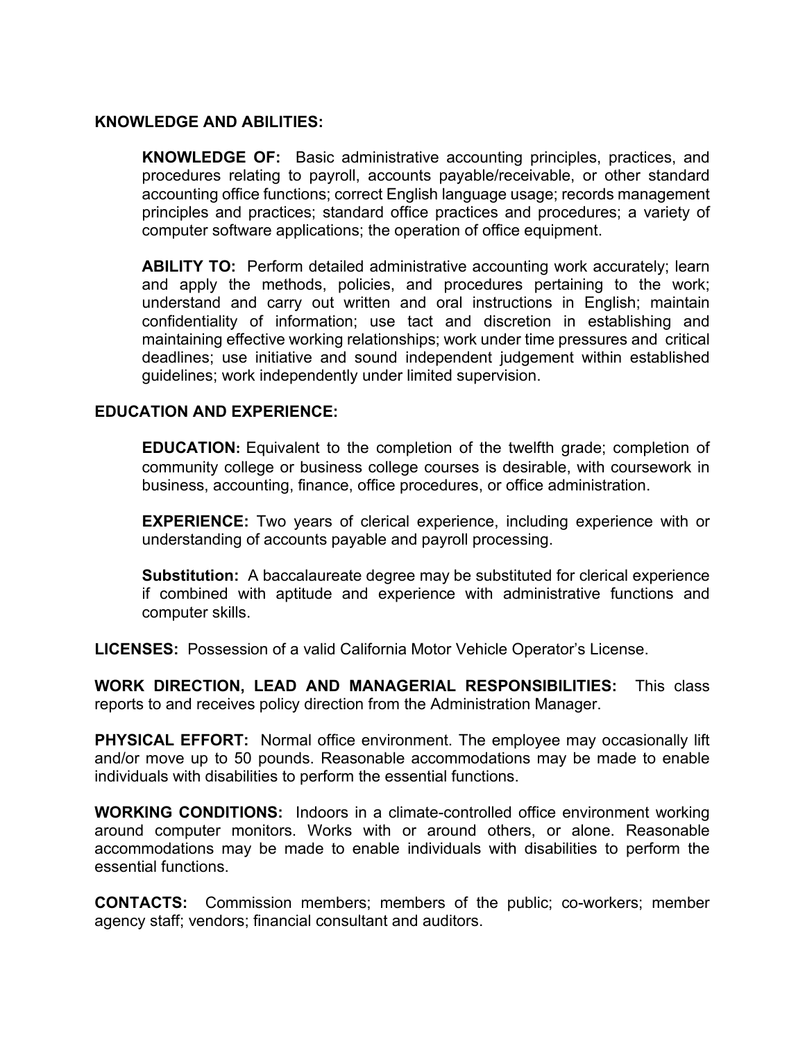**KNOWLEDGE AND ABILITIES:**

**KNOWLEDGE OF:** Basic administrative accounting principles, practices, and procedures relating to payroll, accounts payable/receivable, or other standard accounting office functions; correct English language usage; records management principles and practices; standard office practices and procedures; a variety of computer software applications; the operation of office equipment.

**ABILITY TO:** Perform detailed administrative accounting work accurately; learn and apply the methods, policies, and procedures pertaining to the work; understand and carry out written and oral instructions in English; maintain confidentiality of information; use tact and discretion in establishing and maintaining effective working relationships; work under time pressures and critical deadlines; use initiative and sound independent judgement within established guidelines; work independently under limited supervision.

**EDUCATION AND EXPERIENCE:**

**EDUCATION:** Equivalent to the completion of the twelfth grade; completion of community college or business college courses is desirable, with coursework in business, accounting, finance, office procedures, or office administration.

**EXPERIENCE:** Two years of clerical experience, including experience with or understanding of accounts payable and payroll processing.

**Substitution:** A baccalaureate degree may be substituted for clerical experience if combined with aptitude and experience with administrative functions and computer skills.

**LICENSES:** Possession of a valid California Motor Vehicle Operator's License.

**WORK DIRECTION, LEAD AND MANAGERIAL RESPONSIBILITIES:** This class reports to and receives policy direction from the Administration Manager.

**PHYSICAL EFFORT:** Normal office environment. The employee may occasionally lift and/or move up to 50 pounds. Reasonable accommodations may be made to enable individuals with disabilities to perform the essential functions.

**WORKING CONDITIONS:** Indoors in a climate-controlled office environment working around computer monitors. Works with or around others, or alone. Reasonable accommodations may be made to enable individuals with disabilities to perform the essential functions.

**CONTACTS:** Commission members; members of the public; co-workers; member agency staff; vendors; financial consultant and auditors.